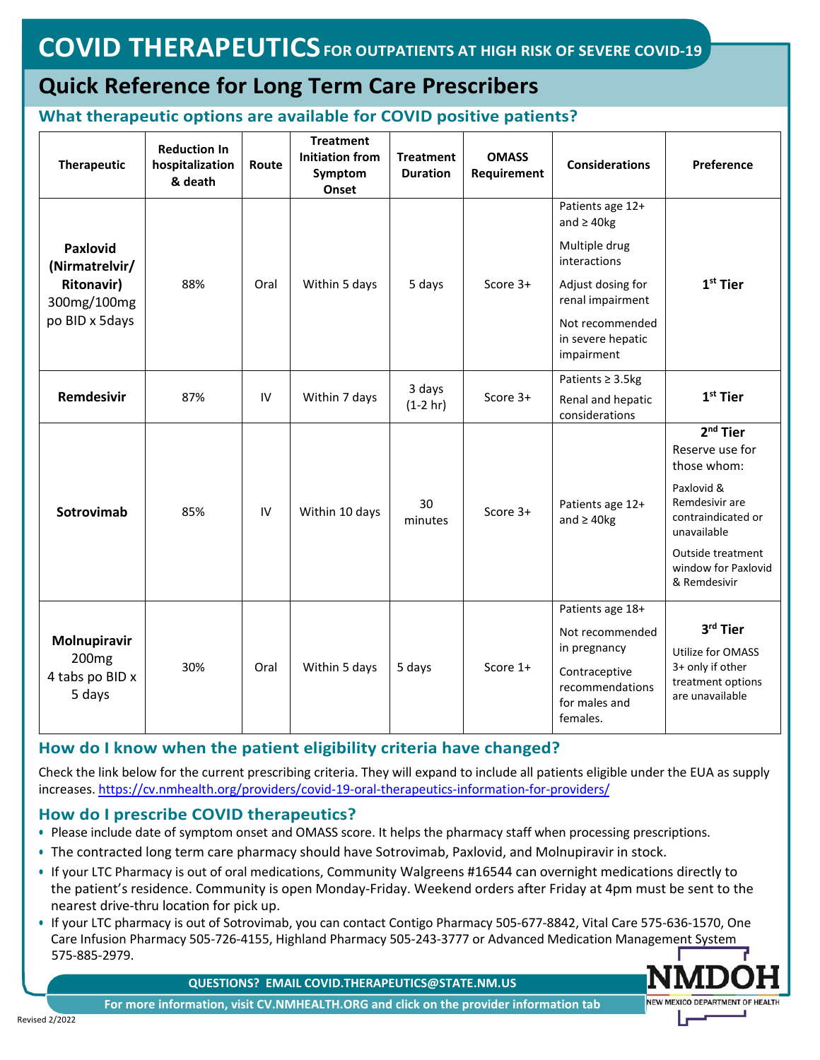# COVID THERAPEUTICS FOR OUTPATIENTS AT HIGH RISK OF SEVERE COVID-19

## Quick Reference for Long Term Care Prescribers

### What therapeutic options are available for COVID positive patients?

| Therapeutic | Reduction In hospitalization & death | Route | Treatment Initiation from Symptom Onset | Treatment Duration | OMASS Requirement | Considerations | Preference |
|---|---|---|---|---|---|---|---|
| **Paxlovid (Nirmatrelvir/ Ritonavir)** 300mg/100mg po BID x 5days | 88% | Oral | Within 5 days | 5 days | Score 3+ | Patients age 12+ and ≥ 40kg<br>Multiple drug interactions<br>Adjust dosing for renal impairment<br>Not recommended in severe hepatic impairment | **1st Tier** |
| **Remdesivir** | 87% | IV | Within 7 days | 3 days (1-2 hr) | Score 3+ | Patients ≥ 3.5kg<br>Renal and hepatic considerations | **1st Tier** |
| **Sotrovimab** | 85% | IV | Within 10 days | 30 minutes | Score 3+ | Patients age 12+ and ≥ 40kg | **2nd Tier**<br>Reserve use for those whom:<br>Paxlovid & Remdesivir are contraindicated or unavailable<br>Outside treatment window for Paxlovid & Remdesivir |
| **Molnupiravir** 200mg 4 tabs po BID x 5 days | 30% | Oral | Within 5 days | 5 days | Score 1+ | Patients age 18+<br>Not recommended in pregnancy<br>Contraceptive recommendations for males and females. | **3rd Tier**<br>Utilize for OMASS 3+ only if other treatment options are unavailable |

### How do I know when the patient eligibility criteria have changed?

Check the link below for the current prescribing criteria. They will expand to include all patients eligible under the EUA as supply increases. https://cv.nmhealth.org/providers/covid-19-oral-therapeutics-information-for-providers/

### How do I prescribe COVID therapeutics?

- Please include date of symptom onset and OMASS score. It helps the pharmacy staff when processing prescriptions.
- The contracted long term care pharmacy should have Sotrovimab, Paxlovid, and Molnupiravir in stock.
- If your LTC Pharmacy is out of oral medications, Community Walgreens #16544 can overnight medications directly to the patient's residence. Community is open Monday-Friday. Weekend orders after Friday at 4pm must be sent to the nearest drive-thru location for pick up.
- If your LTC pharmacy is out of Sotrovimab, you can contact Contigo Pharmacy 505-677-8842, Vital Care 575-636-1570, One Care Infusion Pharmacy 505-726-4155, Highland Pharmacy 505-243-3777 or Advanced Medication Management System 575-885-2979.

**QUESTIONS? EMAIL COVID.THERAPEUTICS@STATE.NM.US**

**For more information, visit CV.NMHEALTH.ORG and click on the provider information tab**

NMDOH
NEW MEXICO DEPARTMENT OF HEALTH

Revised 2/2022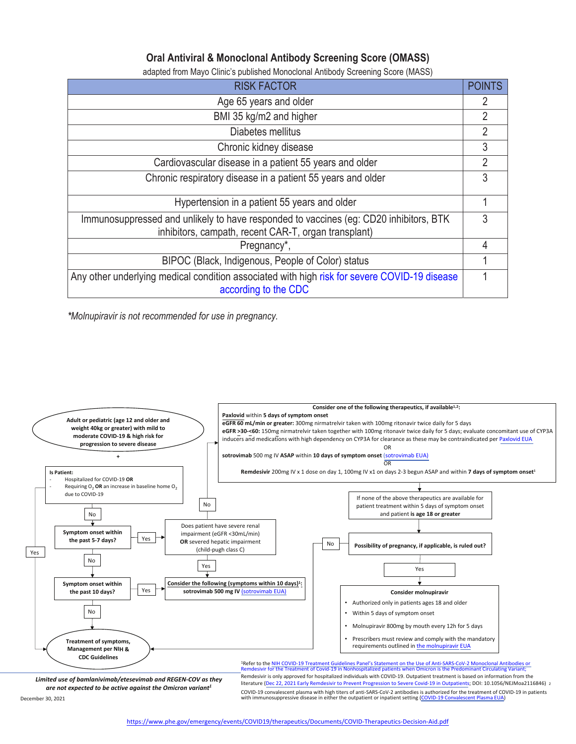## Oral Antiviral & Monoclonal Antibody Screening Score (OMASS)

adapted from Mayo Clinic's published Monoclonal Antibody Screening Score (MASS)

| RISK FACTOR | POINTS |
|---|---|
| Age 65 years and older | 2 |
| BMI 35 kg/m2 and higher | 2 |
| Diabetes mellitus | 2 |
| Chronic kidney disease | 3 |
| Cardiovascular disease in a patient 55 years and older | 2 |
| Chronic respiratory disease in a patient 55 years and older | 3 |
| Hypertension in a patient 55 years and older | 1 |
| Immunosuppressed and unlikely to have responded to vaccines (eg: CD20 inhibitors, BTK inhibitors, campath, recent CAR-T, organ transplant) | 3 |
| Pregnancy*, | 4 |
| BIPOC (Black, Indigenous, People of Color) status | 1 |
| Any other underlying medical condition associated with high risk for severe COVID-19 disease according to the CDC | 1 |

*\*Molnupiravir is not recommended for use in pregnancy.*

**Adult or pediatric (age 12 and older and weight 40kg or greater) with mild to moderate COVID-19 & high risk for progression to severe disease**

+

**Is Patient:**
- Hospitalized for COVID-19 **OR**
- Requiring $O_2$ **OR** an increase in baseline home $O_2$ due to COVID-19

Yes → **Treatment of symptoms, Management per NIH & CDC Guidelines**

No → **Symptom onset within the past 5-7 days?**

- Yes → Does patient have severe renal impairment (eGFR <30mL/min) **OR** severed hepatic impairment (child-pugh class C)
  - No → **Consider one of the following therapeutics, if available[1,2]:**
    - **Paxlovid** within **5 days of symptom onset**
      - **eGFR 60 mL/min or greater:** 300mg nirmatrelvir taken with 100mg ritonavir twice daily for 5 days
      - **eGFR >30-<60:** 150mg nirmatrelvir taken together with 100mg ritonavir twice daily for 5 days; evaluate concomitant use of CYP3A inducers and medications with high dependency on CYP3A for clearance as these may be contraindicated per Paxlovid EUA
    - OR
    - **sotrovimab** 500 mg IV **ASAP** within **10 days of symptom onset** (sotrovimab EUA)
    - OR
    - **Remdesivir** 200mg IV x 1 dose on day 1, 100mg IV x1 on days 2-3 begun ASAP and within **7 days of symptom onset**[1]
    - → If none of the above therapeutics are available for patient treatment within 5 days of symptom onset and patient **is age 18 or greater**
      - → **Possibility of pregnancy, if applicable, is ruled out?**
        - No → **Treatment of symptoms, Management per NIH & CDC Guidelines**
        - Yes → **Consider molnupiravir**
          - Authorized only in patients ages 18 and older
          - Within 5 days of symptom onset
          - Molnupiravir 800mg by mouth every 12h for 5 days
          - Prescribers must review and comply with the mandatory requirements outlined in the molnupiravir EUA
  - Yes → **Consider the following (symptoms within 10 days)[1]: sotrovimab 500 mg IV** (sotrovimab EUA)

- No → **Symptom onset within the past 10 days?**
  - Yes → **Consider the following (symptoms within 10 days)[1]: sotrovimab 500 mg IV** (sotrovimab EUA)
  - No → **Treatment of symptoms, Management per NIH & CDC Guidelines**

***Limited use of bamlanivimab/etesevimab and REGEN-COV as they are not expected to be active against the Omicron variant[1]***

[1]Refer to the NIH COVID-19 Treatment Guidelines Panel's Statement on the Use of Anti-SARS-CoV-2 Monoclonal Antibodies or Remdesivir for the Treatment of Covid-19 in Nonhospitalized patients when Omicron is the Predominant Circulating Variant;

Remdesivir is only approved for hospitalized individuals with COVID-19. Outpatient treatment is based on information from the literature (Dec 22, 2021 Early Remdesivir to Prevent Progression to Severe Covid-19 in Outpatients; DOI: 10.1056/NEJMoa2116846) [2]

COVID-19 convalescent plasma with high titers of anti-SARS-CoV-2 antibodies is authorized for the treatment of COVID-19 in patients with immunosuppressive disease in either the outpatient or inpatient setting (COVID-19 Convalescent Plasma EUA)

December 30, 2021

https://www.phe.gov/emergency/events/COVID19/therapeutics/Documents/COVID-Therapeutics-Decision-Aid.pdf